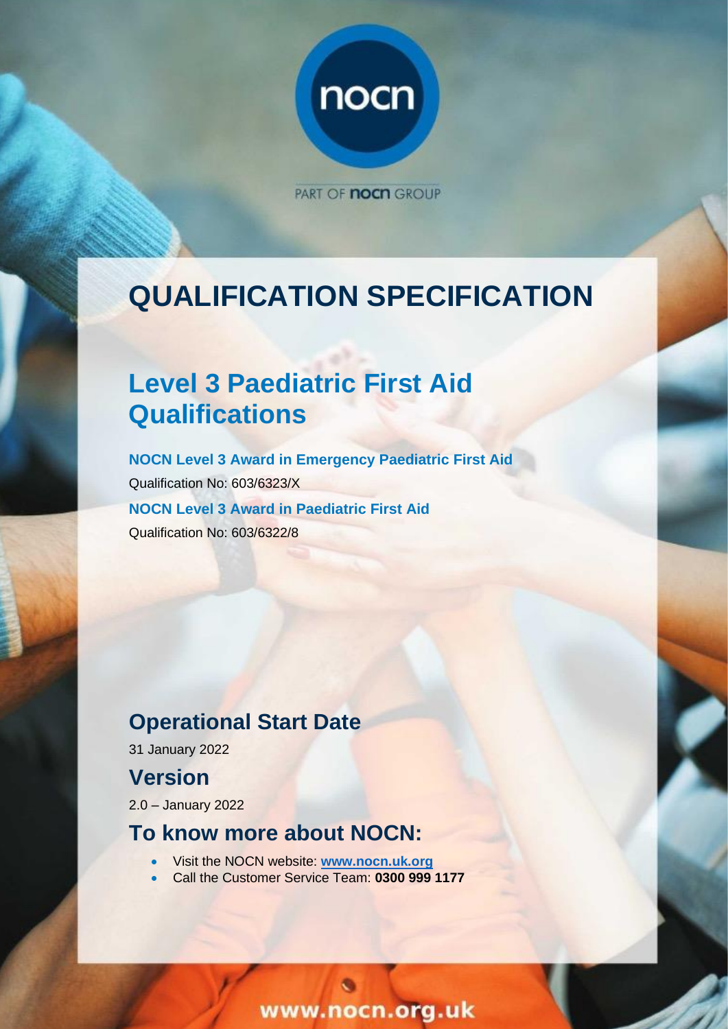nocn

PART OF nocn GROUP

# QUALIFICATION SPECIFICATION

## Level 3 Paediatric First Aid Qualifications

**NOCN Level 3 Award in Emergency Paediatric First Aid**

Qualification No: 603/6323/X

**NOCN Level 3 Award in Paediatric First Aid**

Qualification No: 603/6322/8

## Operational Start Date

31 January 2022

## Version

2.0 – January 2022

## To know more about NOCN:

- Visit the NOCN website: **www.nocn.uk.org**
- Call the Customer Service Team: **0300 999 1177**

www.nocn.org.uk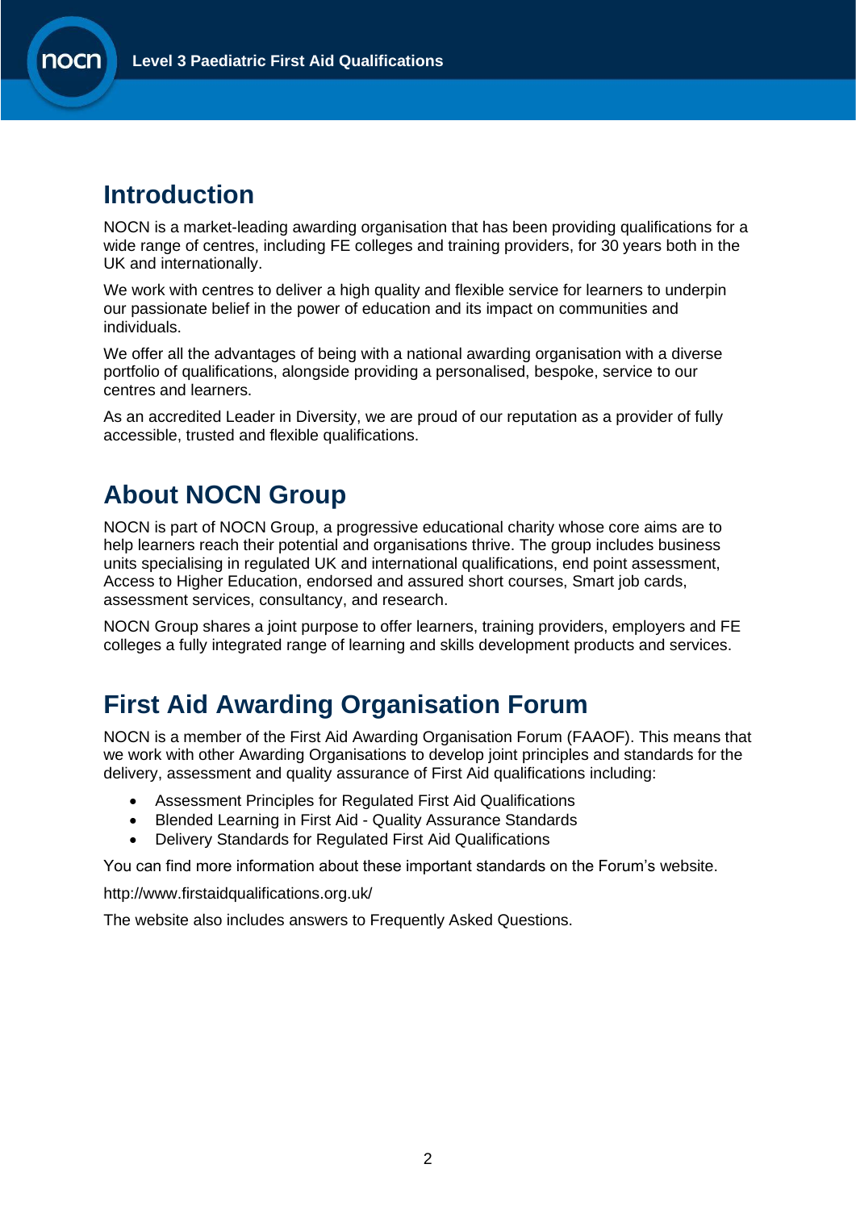## Introduction

NOCN is a market-leading awarding organisation that has been providing qualifications for a wide range of centres, including FE colleges and training providers, for 30 years both in the UK and internationally.

We work with centres to deliver a high quality and flexible service for learners to underpin our passionate belief in the power of education and its impact on communities and individuals.

We offer all the advantages of being with a national awarding organisation with a diverse portfolio of qualifications, alongside providing a personalised, bespoke, service to our centres and learners.

As an accredited Leader in Diversity, we are proud of our reputation as a provider of fully accessible, trusted and flexible qualifications.

## About NOCN Group

NOCN is part of NOCN Group, a progressive educational charity whose core aims are to help learners reach their potential and organisations thrive. The group includes business units specialising in regulated UK and international qualifications, end point assessment, Access to Higher Education, endorsed and assured short courses, Smart job cards, assessment services, consultancy, and research.

NOCN Group shares a joint purpose to offer learners, training providers, employers and FE colleges a fully integrated range of learning and skills development products and services.

## First Aid Awarding Organisation Forum

NOCN is a member of the First Aid Awarding Organisation Forum (FAAOF). This means that we work with other Awarding Organisations to develop joint principles and standards for the delivery, assessment and quality assurance of First Aid qualifications including:

- Assessment Principles for Regulated First Aid Qualifications
- Blended Learning in First Aid - Quality Assurance Standards
- Delivery Standards for Regulated First Aid Qualifications

You can find more information about these important standards on the Forum's website.

http://www.firstaidqualifications.org.uk/

The website also includes answers to Frequently Asked Questions.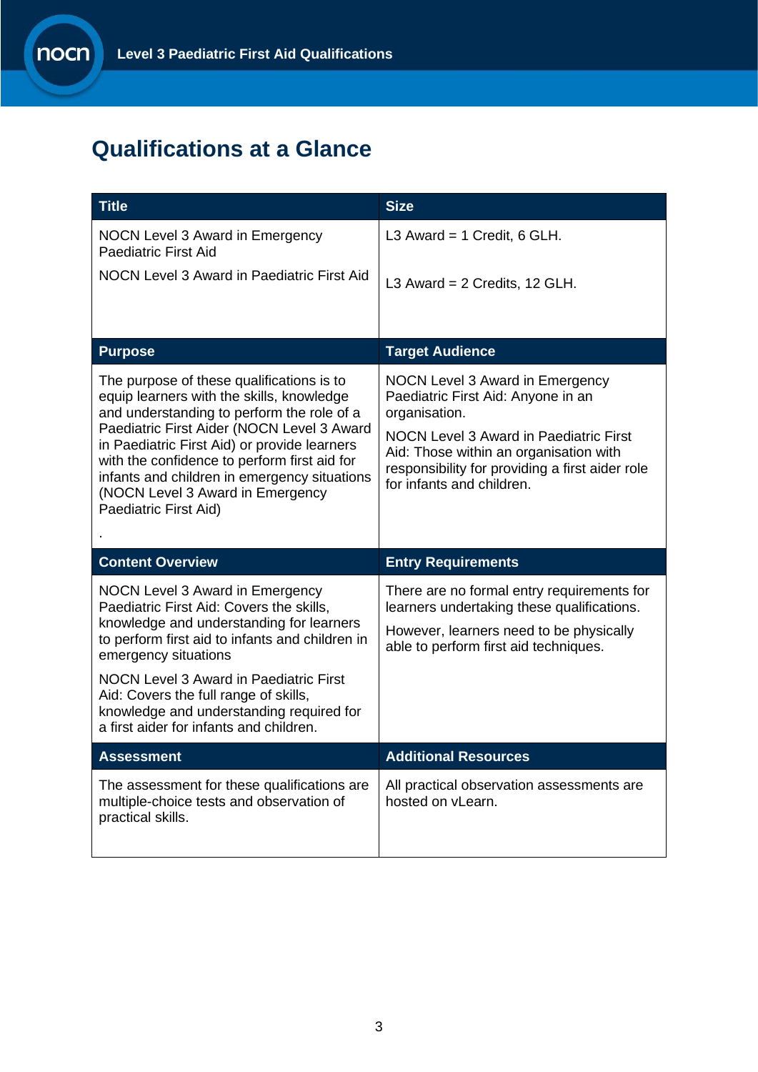# Qualifications at a Glance

| Title | Size |
| --- | --- |
| NOCN Level 3 Award in Emergency Paediatric First Aid<br><br>NOCN Level 3 Award in Paediatric First Aid | L3 Award = 1 Credit, 6 GLH.<br><br>L3 Award = 2 Credits, 12 GLH. |
| **Purpose** | **Target Audience** |
| The purpose of these qualifications is to equip learners with the skills, knowledge and understanding to perform the role of a Paediatric First Aider (NOCN Level 3 Award in Paediatric First Aid) or provide learners with the confidence to perform first aid for infants and children in emergency situations (NOCN Level 3 Award in Emergency Paediatric First Aid)<br><br>. | NOCN Level 3 Award in Emergency Paediatric First Aid: Anyone in an organisation.<br><br>NOCN Level 3 Award in Paediatric First Aid: Those within an organisation with responsibility for providing a first aider role for infants and children. |
| **Content Overview** | **Entry Requirements** |
| NOCN Level 3 Award in Emergency Paediatric First Aid: Covers the skills, knowledge and understanding for learners to perform first aid to infants and children in emergency situations<br><br>NOCN Level 3 Award in Paediatric First Aid: Covers the full range of skills, knowledge and understanding required for a first aider for infants and children. | There are no formal entry requirements for learners undertaking these qualifications.<br><br>However, learners need to be physically able to perform first aid techniques. |
| **Assessment** | **Additional Resources** |
| The assessment for these qualifications are multiple-choice tests and observation of practical skills. | All practical observation assessments are hosted on vLearn. |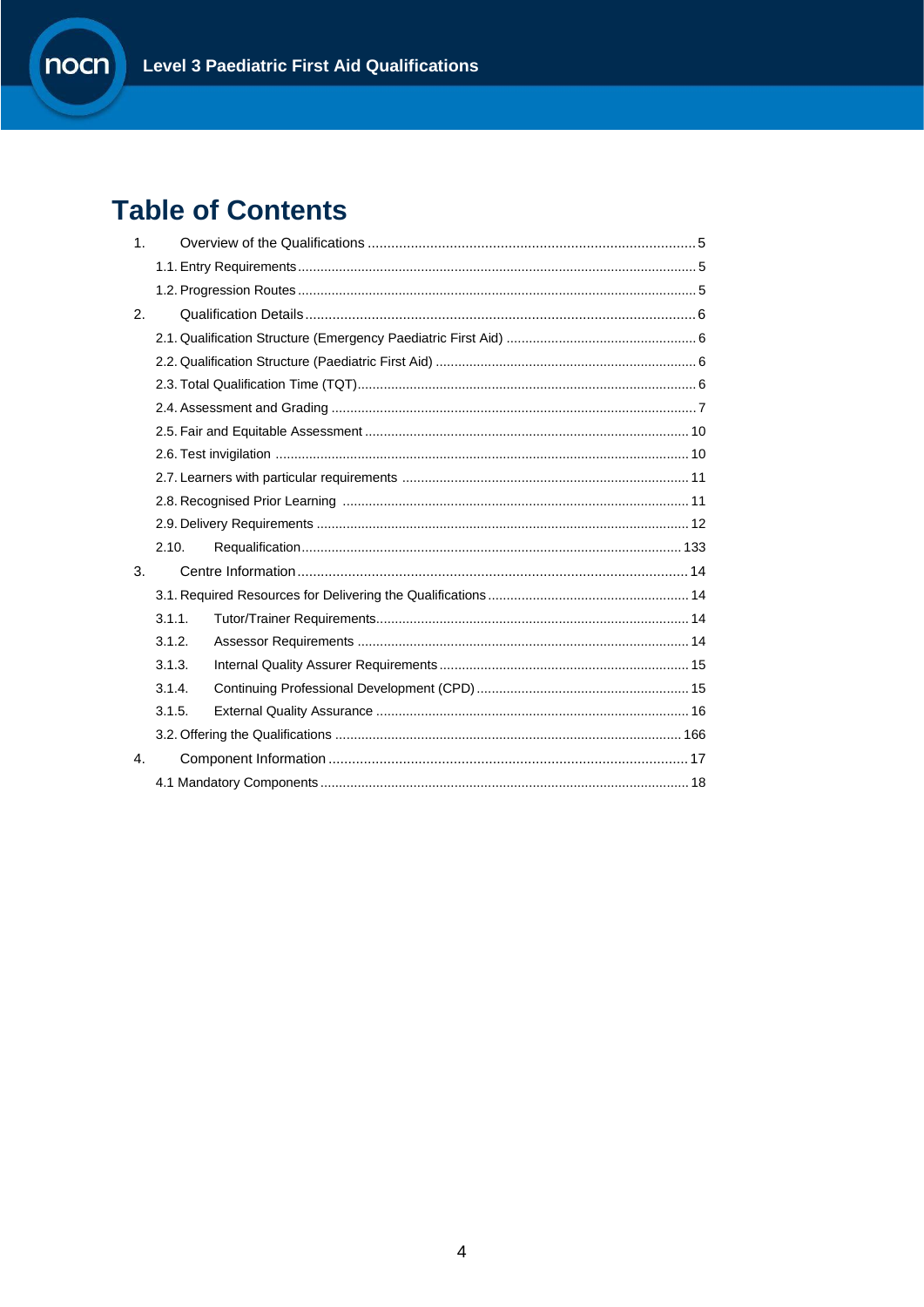# Table of Contents

1. Overview of the Qualifications .......... 5
   - 1.1. Entry Requirements .......... 5
   - 1.2. Progression Routes .......... 5
2. Qualification Details .......... 6
   - 2.1. Qualification Structure (Emergency Paediatric First Aid) .......... 6
   - 2.2. Qualification Structure (Paediatric First Aid) .......... 6
   - 2.3. Total Qualification Time (TQT) .......... 6
   - 2.4. Assessment and Grading .......... 7
   - 2.5. Fair and Equitable Assessment .......... 10
   - 2.6. Test invigilation .......... 10
   - 2.7. Learners with particular requirements .......... 11
   - 2.8. Recognised Prior Learning .......... 11
   - 2.9. Delivery Requirements .......... 12
   - 2.10. Requalification .......... 133
3. Centre Information .......... 14
   - 3.1. Required Resources for Delivering the Qualifications .......... 14
   - 3.1.1. Tutor/Trainer Requirements .......... 14
   - 3.1.2. Assessor Requirements .......... 14
   - 3.1.3. Internal Quality Assurer Requirements .......... 15
   - 3.1.4. Continuing Professional Development (CPD) .......... 15
   - 3.1.5. External Quality Assurance .......... 16
   - 3.2. Offering the Qualifications .......... 166
4. Component Information .......... 17
   - 4.1 Mandatory Components .......... 18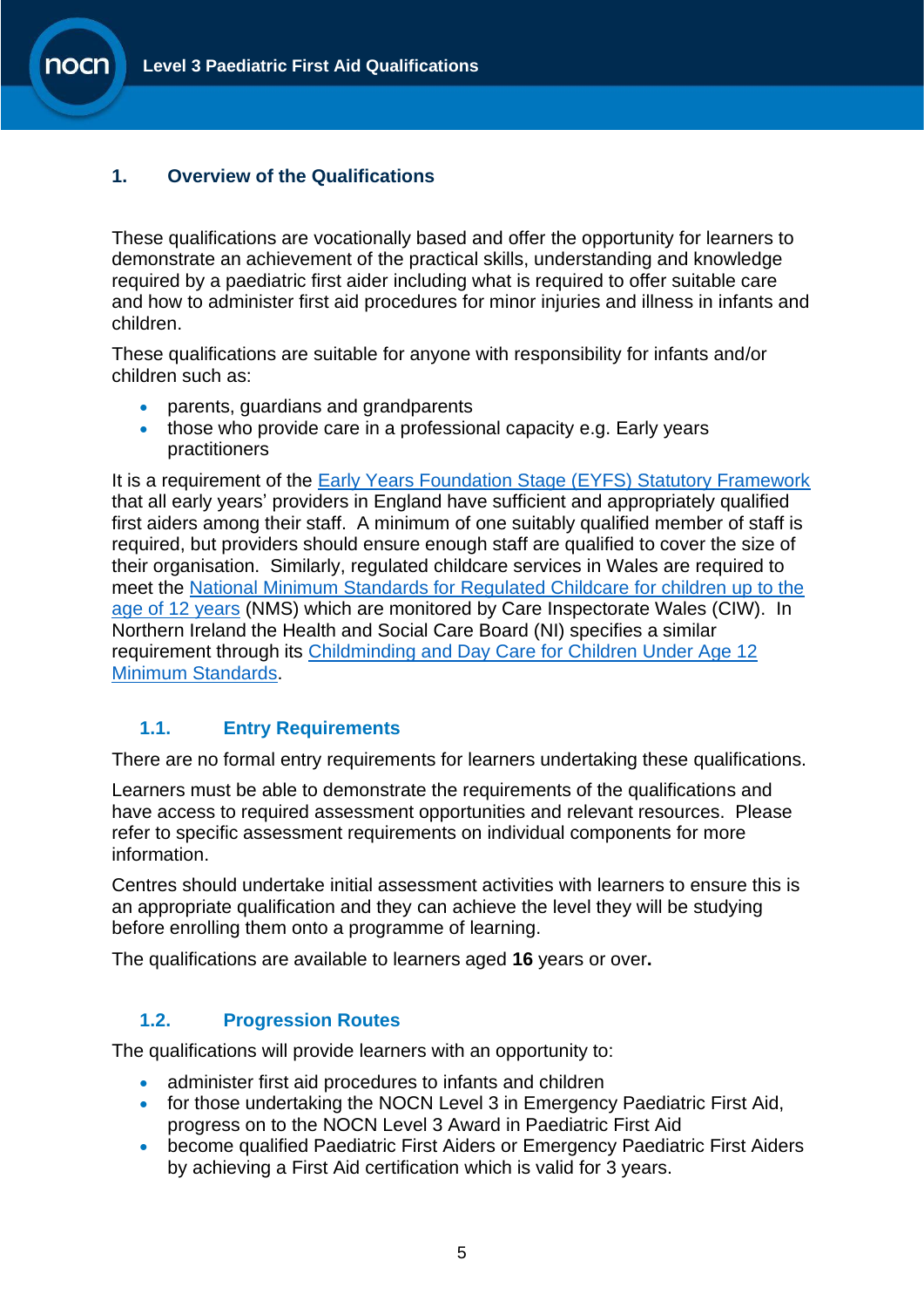## 1. Overview of the Qualifications

These qualifications are vocationally based and offer the opportunity for learners to demonstrate an achievement of the practical skills, understanding and knowledge required by a paediatric first aider including what is required to offer suitable care and how to administer first aid procedures for minor injuries and illness in infants and children.

These qualifications are suitable for anyone with responsibility for infants and/or children such as:

- parents, guardians and grandparents
- those who provide care in a professional capacity e.g. Early years practitioners

It is a requirement of the Early Years Foundation Stage (EYFS) Statutory Framework that all early years' providers in England have sufficient and appropriately qualified first aiders among their staff. A minimum of one suitably qualified member of staff is required, but providers should ensure enough staff are qualified to cover the size of their organisation. Similarly, regulated childcare services in Wales are required to meet the National Minimum Standards for Regulated Childcare for children up to the age of 12 years (NMS) which are monitored by Care Inspectorate Wales (CIW). In Northern Ireland the Health and Social Care Board (NI) specifies a similar requirement through its Childminding and Day Care for Children Under Age 12 Minimum Standards.

### 1.1. Entry Requirements

There are no formal entry requirements for learners undertaking these qualifications.

Learners must be able to demonstrate the requirements of the qualifications and have access to required assessment opportunities and relevant resources. Please refer to specific assessment requirements on individual components for more information.

Centres should undertake initial assessment activities with learners to ensure this is an appropriate qualification and they can achieve the level they will be studying before enrolling them onto a programme of learning.

The qualifications are available to learners aged **16** years or over**.**

### 1.2. Progression Routes

The qualifications will provide learners with an opportunity to:

- administer first aid procedures to infants and children
- for those undertaking the NOCN Level 3 in Emergency Paediatric First Aid, progress on to the NOCN Level 3 Award in Paediatric First Aid
- become qualified Paediatric First Aiders or Emergency Paediatric First Aiders by achieving a First Aid certification which is valid for 3 years.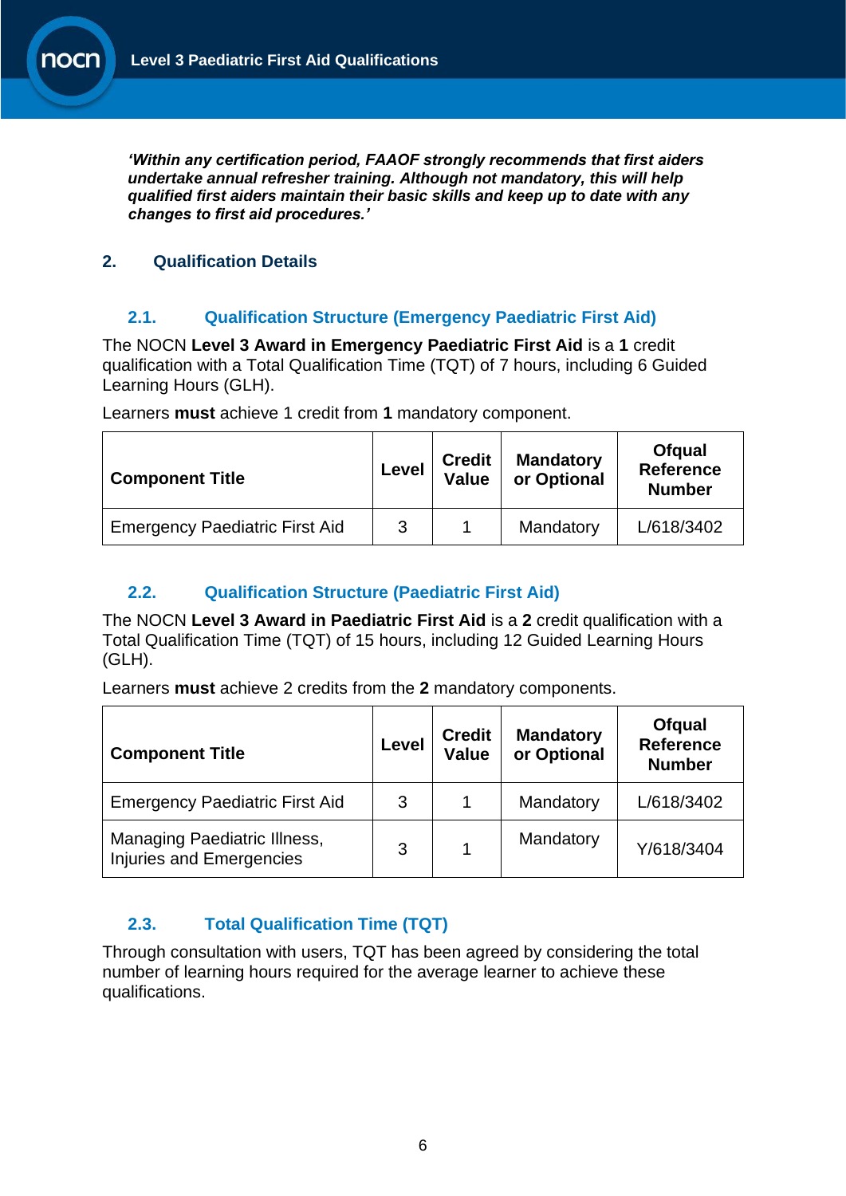***'Within any certification period, FAAOF strongly recommends that first aiders undertake annual refresher training. Although not mandatory, this will help qualified first aiders maintain their basic skills and keep up to date with any changes to first aid procedures.'***

## 2. Qualification Details

### 2.1. Qualification Structure (Emergency Paediatric First Aid)

The NOCN **Level 3 Award in Emergency Paediatric First Aid** is a **1** credit qualification with a Total Qualification Time (TQT) of 7 hours, including 6 Guided Learning Hours (GLH).

Learners **must** achieve 1 credit from **1** mandatory component.

| Component Title | Level | Credit Value | Mandatory or Optional | Ofqual Reference Number |
|---|---|---|---|---|
| Emergency Paediatric First Aid | 3 | 1 | Mandatory | L/618/3402 |

### 2.2. Qualification Structure (Paediatric First Aid)

The NOCN **Level 3 Award in Paediatric First Aid** is a **2** credit qualification with a Total Qualification Time (TQT) of 15 hours, including 12 Guided Learning Hours (GLH).

Learners **must** achieve 2 credits from the **2** mandatory components.

| Component Title | Level | Credit Value | Mandatory or Optional | Ofqual Reference Number |
|---|---|---|---|---|
| Emergency Paediatric First Aid | 3 | 1 | Mandatory | L/618/3402 |
| Managing Paediatric Illness, Injuries and Emergencies | 3 | 1 | Mandatory | Y/618/3404 |

### 2.3. Total Qualification Time (TQT)

Through consultation with users, TQT has been agreed by considering the total number of learning hours required for the average learner to achieve these qualifications.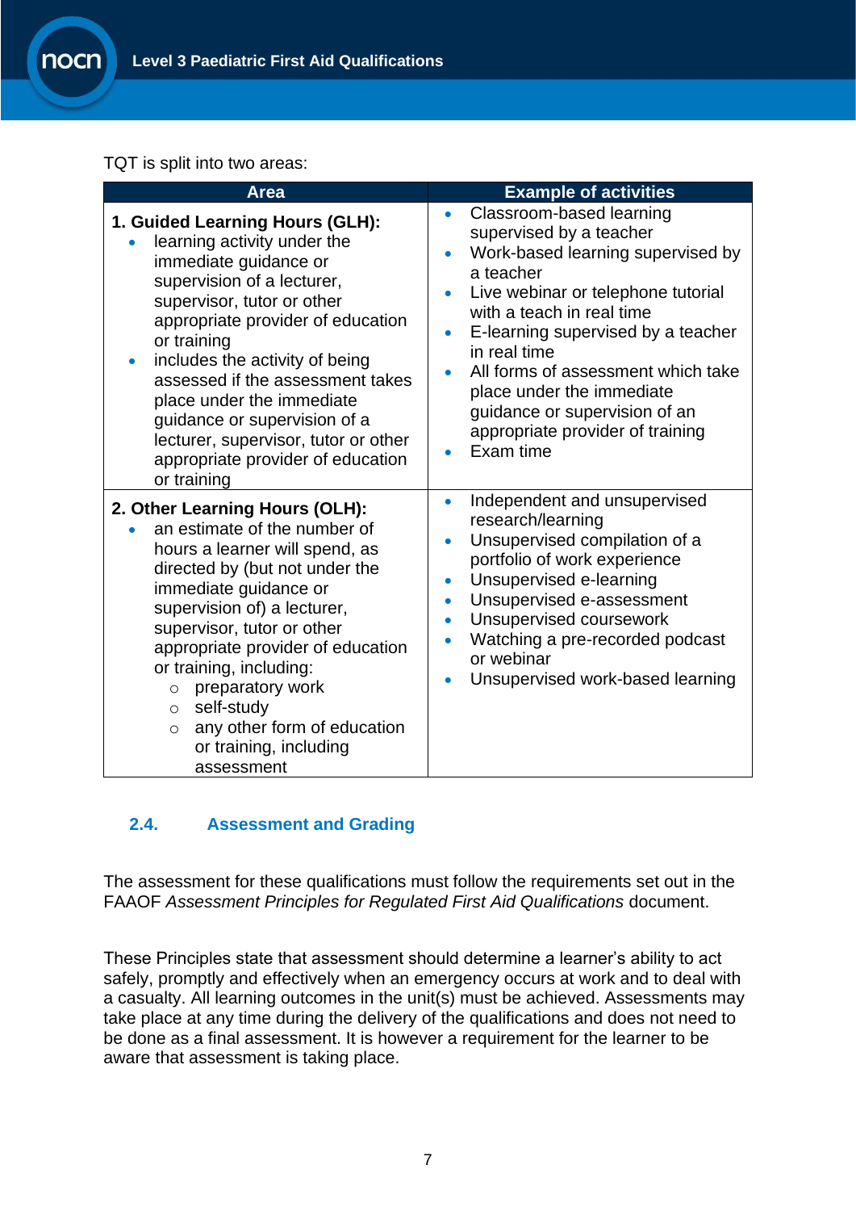TQT is split into two areas:

| Area | Example of activities |
| --- | --- |
| **1. Guided Learning Hours (GLH):**<br>• learning activity under the immediate guidance or supervision of a lecturer, supervisor, tutor or other appropriate provider of education or training<br>• includes the activity of being assessed if the assessment takes place under the immediate guidance or supervision of a lecturer, supervisor, tutor or other appropriate provider of education or training | • Classroom-based learning supervised by a teacher<br>• Work-based learning supervised by a teacher<br>• Live webinar or telephone tutorial with a teach in real time<br>• E-learning supervised by a teacher in real time<br>• All forms of assessment which take place under the immediate guidance or supervision of an appropriate provider of training<br>• Exam time |
| **2. Other Learning Hours (OLH):**<br>• an estimate of the number of hours a learner will spend, as directed by (but not under the immediate guidance or supervision of) a lecturer, supervisor, tutor or other appropriate provider of education or training, including:<br>  ○ preparatory work<br>  ○ self-study<br>  ○ any other form of education or training, including assessment | • Independent and unsupervised research/learning<br>• Unsupervised compilation of a portfolio of work experience<br>• Unsupervised e-learning<br>• Unsupervised e-assessment<br>• Unsupervised coursework<br>• Watching a pre-recorded podcast or webinar<br>• Unsupervised work-based learning |

### 2.4. Assessment and Grading

The assessment for these qualifications must follow the requirements set out in the FAAOF *Assessment Principles for Regulated First Aid Qualifications* document.

These Principles state that assessment should determine a learner's ability to act safely, promptly and effectively when an emergency occurs at work and to deal with a casualty. All learning outcomes in the unit(s) must be achieved. Assessments may take place at any time during the delivery of the qualifications and does not need to be done as a final assessment. It is however a requirement for the learner to be aware that assessment is taking place.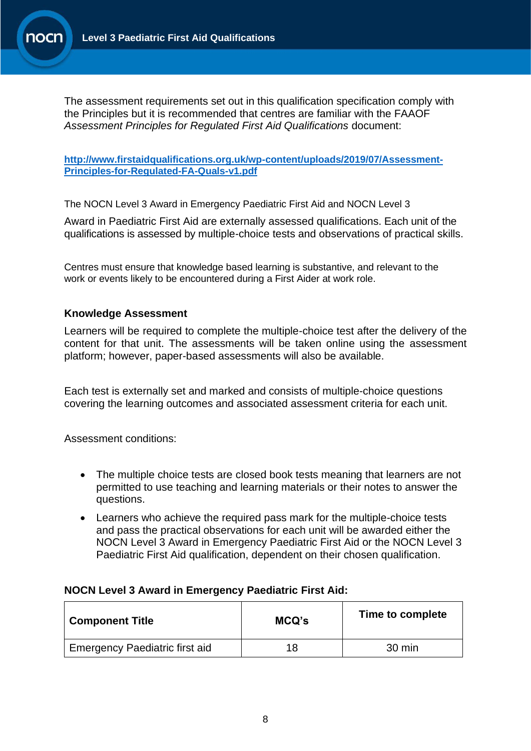The assessment requirements set out in this qualification specification comply with the Principles but it is recommended that centres are familiar with the FAAOF *Assessment Principles for Regulated First Aid Qualifications* document:

**[http://www.firstaidqualifications.org.uk/wp-content/uploads/2019/07/Assessment-Principles-for-Regulated-FA-Quals-v1.pdf](http://www.firstaidqualifications.org.uk/wp-content/uploads/2019/07/Assessment-Principles-for-Regulated-FA-Quals-v1.pdf)**

The NOCN Level 3 Award in Emergency Paediatric First Aid and NOCN Level 3

Award in Paediatric First Aid are externally assessed qualifications. Each unit of the qualifications is assessed by multiple-choice tests and observations of practical skills.

Centres must ensure that knowledge based learning is substantive, and relevant to the work or events likely to be encountered during a First Aider at work role.

**Knowledge Assessment**

Learners will be required to complete the multiple-choice test after the delivery of the content for that unit. The assessments will be taken online using the assessment platform; however, paper-based assessments will also be available.

Each test is externally set and marked and consists of multiple-choice questions covering the learning outcomes and associated assessment criteria for each unit.

Assessment conditions:

- The multiple choice tests are closed book tests meaning that learners are not permitted to use teaching and learning materials or their notes to answer the questions.
- Learners who achieve the required pass mark for the multiple-choice tests and pass the practical observations for each unit will be awarded either the NOCN Level 3 Award in Emergency Paediatric First Aid or the NOCN Level 3 Paediatric First Aid qualification, dependent on their chosen qualification.

**NOCN Level 3 Award in Emergency Paediatric First Aid:**

| Component Title | MCQ's | Time to complete |
|---|---|---|
| Emergency Paediatric first aid | 18 | 30 min |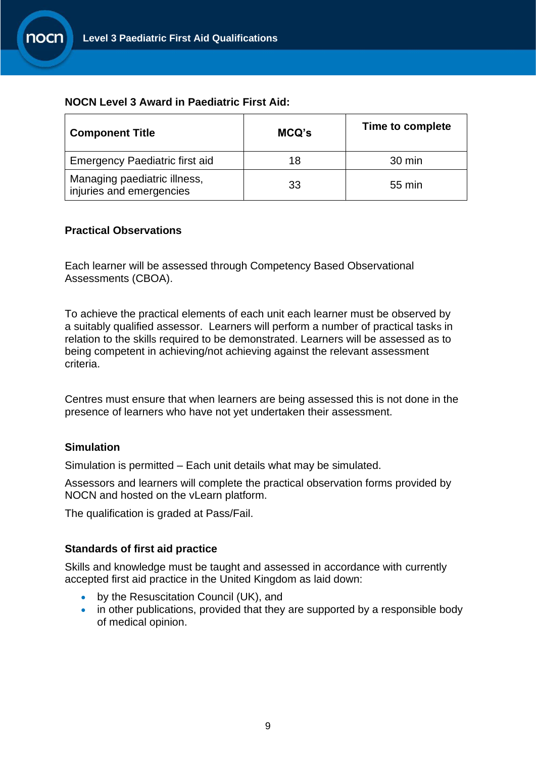**NOCN Level 3 Award in Paediatric First Aid:**

| Component Title | MCQ's | Time to complete |
|---|---|---|
| Emergency Paediatric first aid | 18 | 30 min |
| Managing paediatric illness, injuries and emergencies | 33 | 55 min |

### Practical Observations

Each learner will be assessed through Competency Based Observational Assessments (CBOA).

To achieve the practical elements of each unit each learner must be observed by a suitably qualified assessor. Learners will perform a number of practical tasks in relation to the skills required to be demonstrated. Learners will be assessed as to being competent in achieving/not achieving against the relevant assessment criteria.

Centres must ensure that when learners are being assessed this is not done in the presence of learners who have not yet undertaken their assessment.

### Simulation

Simulation is permitted – Each unit details what may be simulated.

Assessors and learners will complete the practical observation forms provided by NOCN and hosted on the vLearn platform.

The qualification is graded at Pass/Fail.

### Standards of first aid practice

Skills and knowledge must be taught and assessed in accordance with currently accepted first aid practice in the United Kingdom as laid down:

- by the Resuscitation Council (UK), and
- in other publications, provided that they are supported by a responsible body of medical opinion.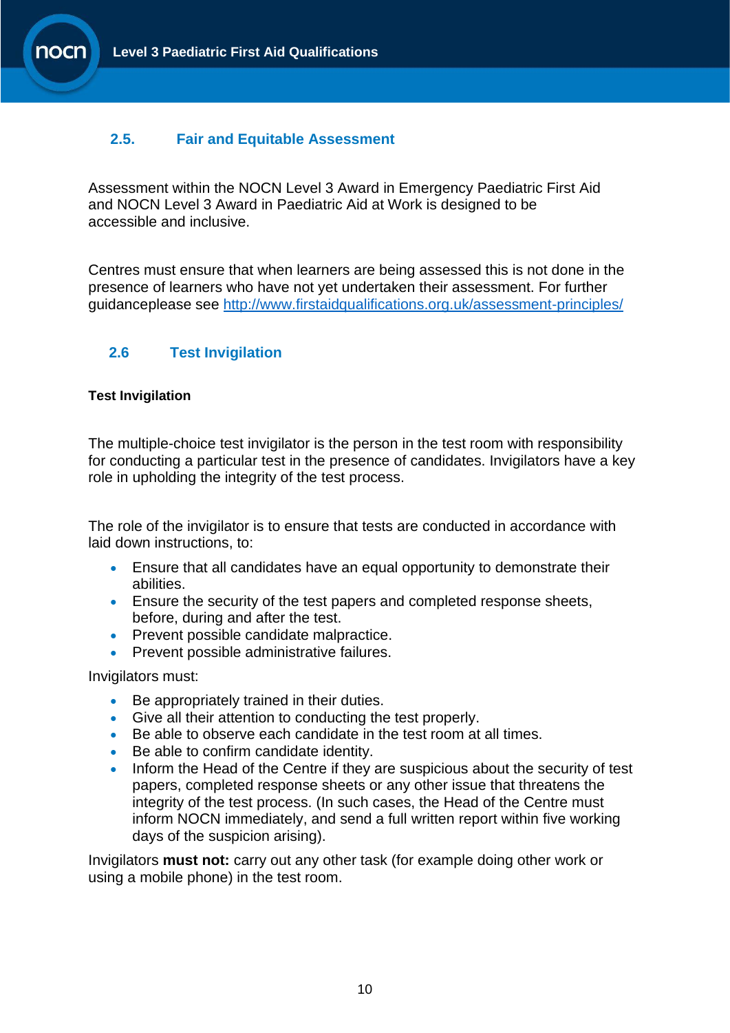## 2.5. Fair and Equitable Assessment

Assessment within the NOCN Level 3 Award in Emergency Paediatric First Aid and NOCN Level 3 Award in Paediatric Aid at Work is designed to be accessible and inclusive.

Centres must ensure that when learners are being assessed this is not done in the presence of learners who have not yet undertaken their assessment. For further guidanceplease see http://www.firstaidqualifications.org.uk/assessment-principles/

## 2.6 Test Invigilation

**Test Invigilation**

The multiple-choice test invigilator is the person in the test room with responsibility for conducting a particular test in the presence of candidates. Invigilators have a key role in upholding the integrity of the test process.

The role of the invigilator is to ensure that tests are conducted in accordance with laid down instructions, to:

- Ensure that all candidates have an equal opportunity to demonstrate their abilities.
- Ensure the security of the test papers and completed response sheets, before, during and after the test.
- Prevent possible candidate malpractice.
- Prevent possible administrative failures.

Invigilators must:

- Be appropriately trained in their duties.
- Give all their attention to conducting the test properly.
- Be able to observe each candidate in the test room at all times.
- Be able to confirm candidate identity.
- Inform the Head of the Centre if they are suspicious about the security of test papers, completed response sheets or any other issue that threatens the integrity of the test process. (In such cases, the Head of the Centre must inform NOCN immediately, and send a full written report within five working days of the suspicion arising).

Invigilators **must not:** carry out any other task (for example doing other work or using a mobile phone) in the test room.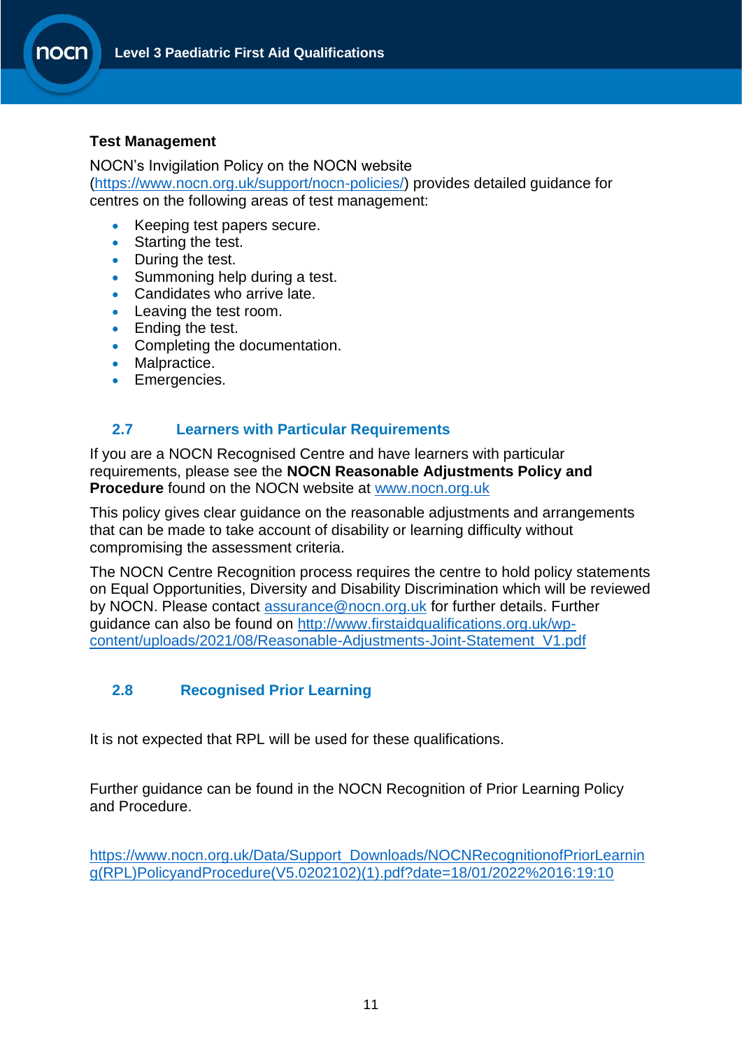**Test Management**

NOCN's Invigilation Policy on the NOCN website (https://www.nocn.org.uk/support/nocn-policies/) provides detailed guidance for centres on the following areas of test management:

- Keeping test papers secure.
- Starting the test.
- During the test.
- Summoning help during a test.
- Candidates who arrive late.
- Leaving the test room.
- Ending the test.
- Completing the documentation.
- Malpractice.
- Emergencies.

## 2.7 Learners with Particular Requirements

If you are a NOCN Recognised Centre and have learners with particular requirements, please see the **NOCN Reasonable Adjustments Policy and Procedure** found on the NOCN website at www.nocn.org.uk

This policy gives clear guidance on the reasonable adjustments and arrangements that can be made to take account of disability or learning difficulty without compromising the assessment criteria.

The NOCN Centre Recognition process requires the centre to hold policy statements on Equal Opportunities, Diversity and Disability Discrimination which will be reviewed by NOCN. Please contact assurance@nocn.org.uk for further details. Further guidance can also be found on http://www.firstaidqualifications.org.uk/wp-content/uploads/2021/08/Reasonable-Adjustments-Joint-Statement_V1.pdf

## 2.8 Recognised Prior Learning

It is not expected that RPL will be used for these qualifications.

Further guidance can be found in the NOCN Recognition of Prior Learning Policy and Procedure.

https://www.nocn.org.uk/Data/Support_Downloads/NOCNRecognitionofPriorLearning(RPL)PolicyandProcedure(V5.0202102)(1).pdf?date=18/01/2022%2016:19:10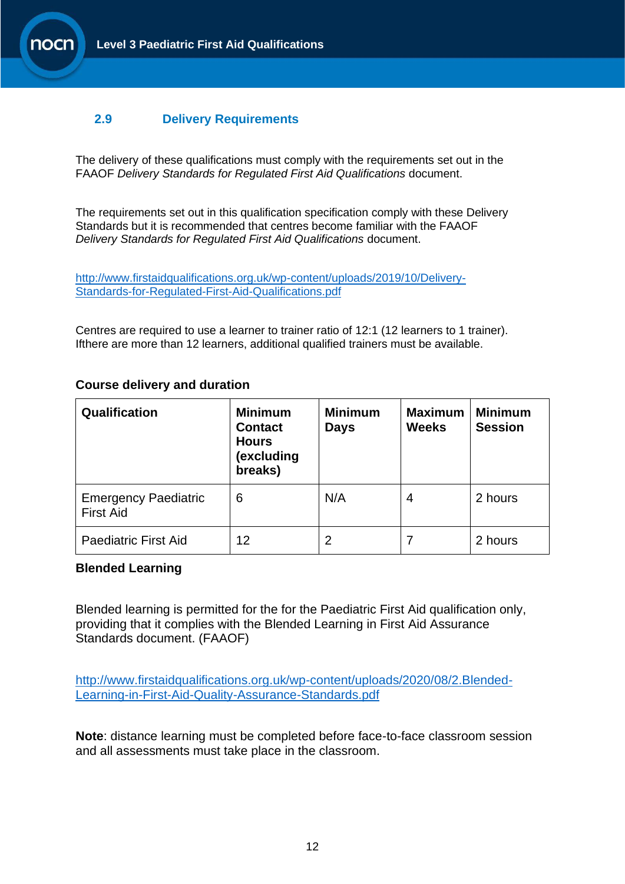## 2.9 Delivery Requirements

The delivery of these qualifications must comply with the requirements set out in the FAAOF *Delivery Standards for Regulated First Aid Qualifications* document.

The requirements set out in this qualification specification comply with these Delivery Standards but it is recommended that centres become familiar with the FAAOF *Delivery Standards for Regulated First Aid Qualifications* document.

http://www.firstaidqualifications.org.uk/wp-content/uploads/2019/10/Delivery-Standards-for-Regulated-First-Aid-Qualifications.pdf

Centres are required to use a learner to trainer ratio of 12:1 (12 learners to 1 trainer). Ifthere are more than 12 learners, additional qualified trainers must be available.

**Course delivery and duration**

| Qualification | Minimum Contact Hours (excluding breaks) | Minimum Days | Maximum Weeks | Minimum Session |
|---|---|---|---|---|
| Emergency Paediatric First Aid | 6 | N/A | 4 | 2 hours |
| Paediatric First Aid | 12 | 2 | 7 | 2 hours |

**Blended Learning**

Blended learning is permitted for the for the Paediatric First Aid qualification only, providing that it complies with the Blended Learning in First Aid Assurance Standards document. (FAAOF)

http://www.firstaidqualifications.org.uk/wp-content/uploads/2020/08/2.Blended-Learning-in-First-Aid-Quality-Assurance-Standards.pdf

**Note**: distance learning must be completed before face-to-face classroom session and all assessments must take place in the classroom.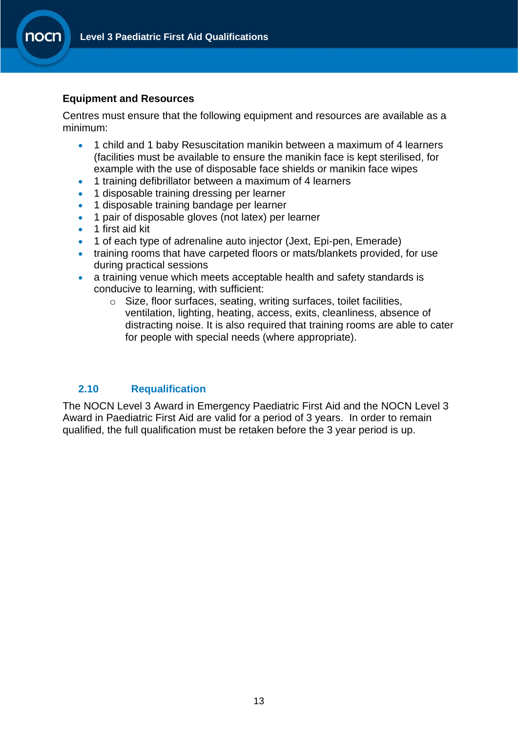### Equipment and Resources

Centres must ensure that the following equipment and resources are available as a minimum:

- 1 child and 1 baby Resuscitation manikin between a maximum of 4 learners (facilities must be available to ensure the manikin face is kept sterilised, for example with the use of disposable face shields or manikin face wipes
- 1 training defibrillator between a maximum of 4 learners
- 1 disposable training dressing per learner
- 1 disposable training bandage per learner
- 1 pair of disposable gloves (not latex) per learner
- 1 first aid kit
- 1 of each type of adrenaline auto injector (Jext, Epi-pen, Emerade)
- training rooms that have carpeted floors or mats/blankets provided, for use during practical sessions
- a training venue which meets acceptable health and safety standards is conducive to learning, with sufficient:
    - Size, floor surfaces, seating, writing surfaces, toilet facilities, ventilation, lighting, heating, access, exits, cleanliness, absence of distracting noise. It is also required that training rooms are able to cater for people with special needs (where appropriate).

## 2.10 Requalification

The NOCN Level 3 Award in Emergency Paediatric First Aid and the NOCN Level 3 Award in Paediatric First Aid are valid for a period of 3 years. In order to remain qualified, the full qualification must be retaken before the 3 year period is up.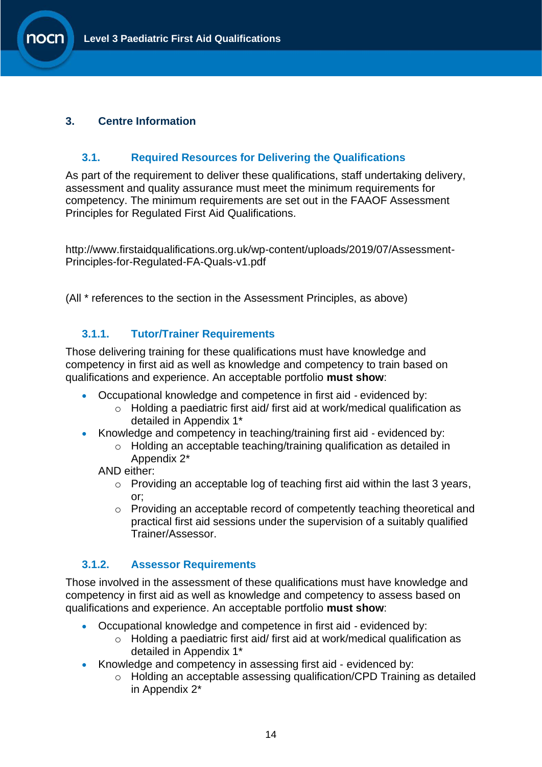# 3. Centre Information

## 3.1. Required Resources for Delivering the Qualifications

As part of the requirement to deliver these qualifications, staff undertaking delivery, assessment and quality assurance must meet the minimum requirements for competency. The minimum requirements are set out in the FAAOF Assessment Principles for Regulated First Aid Qualifications.

http://www.firstaidqualifications.org.uk/wp-content/uploads/2019/07/Assessment-Principles-for-Regulated-FA-Quals-v1.pdf

(All * references to the section in the Assessment Principles, as above)

### 3.1.1. Tutor/Trainer Requirements

Those delivering training for these qualifications must have knowledge and competency in first aid as well as knowledge and competency to train based on qualifications and experience. An acceptable portfolio **must show**:

- Occupational knowledge and competence in first aid - evidenced by:
  - Holding a paediatric first aid/ first aid at work/medical qualification as detailed in Appendix 1*
- Knowledge and competency in teaching/training first aid - evidenced by:
  - Holding an acceptable teaching/training qualification as detailed in Appendix 2*

  AND either:
  - Providing an acceptable log of teaching first aid within the last 3 years, or;
  - Providing an acceptable record of competently teaching theoretical and practical first aid sessions under the supervision of a suitably qualified Trainer/Assessor.

### 3.1.2. Assessor Requirements

Those involved in the assessment of these qualifications must have knowledge and competency in first aid as well as knowledge and competency to assess based on qualifications and experience. An acceptable portfolio **must show**:

- Occupational knowledge and competence in first aid - evidenced by:
  - Holding a paediatric first aid/ first aid at work/medical qualification as detailed in Appendix 1*
- Knowledge and competency in assessing first aid - evidenced by:
  - Holding an acceptable assessing qualification/CPD Training as detailed in Appendix 2*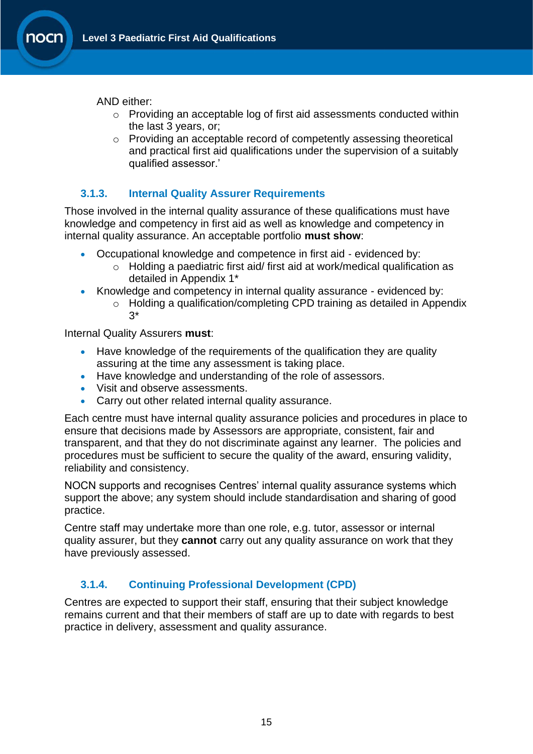AND either:

- Providing an acceptable log of first aid assessments conducted within the last 3 years, or;
- Providing an acceptable record of competently assessing theoretical and practical first aid qualifications under the supervision of a suitably qualified assessor.'

### 3.1.3. Internal Quality Assurer Requirements

Those involved in the internal quality assurance of these qualifications must have knowledge and competency in first aid as well as knowledge and competency in internal quality assurance. An acceptable portfolio **must show**:

- Occupational knowledge and competence in first aid - evidenced by:
  - Holding a paediatric first aid/ first aid at work/medical qualification as detailed in Appendix 1*
- Knowledge and competency in internal quality assurance - evidenced by:
  - Holding a qualification/completing CPD training as detailed in Appendix 3*

Internal Quality Assurers **must**:

- Have knowledge of the requirements of the qualification they are quality assuring at the time any assessment is taking place.
- Have knowledge and understanding of the role of assessors.
- Visit and observe assessments.
- Carry out other related internal quality assurance.

Each centre must have internal quality assurance policies and procedures in place to ensure that decisions made by Assessors are appropriate, consistent, fair and transparent, and that they do not discriminate against any learner. The policies and procedures must be sufficient to secure the quality of the award, ensuring validity, reliability and consistency.

NOCN supports and recognises Centres' internal quality assurance systems which support the above; any system should include standardisation and sharing of good practice.

Centre staff may undertake more than one role, e.g. tutor, assessor or internal quality assurer, but they **cannot** carry out any quality assurance on work that they have previously assessed.

### 3.1.4. Continuing Professional Development (CPD)

Centres are expected to support their staff, ensuring that their subject knowledge remains current and that their members of staff are up to date with regards to best practice in delivery, assessment and quality assurance.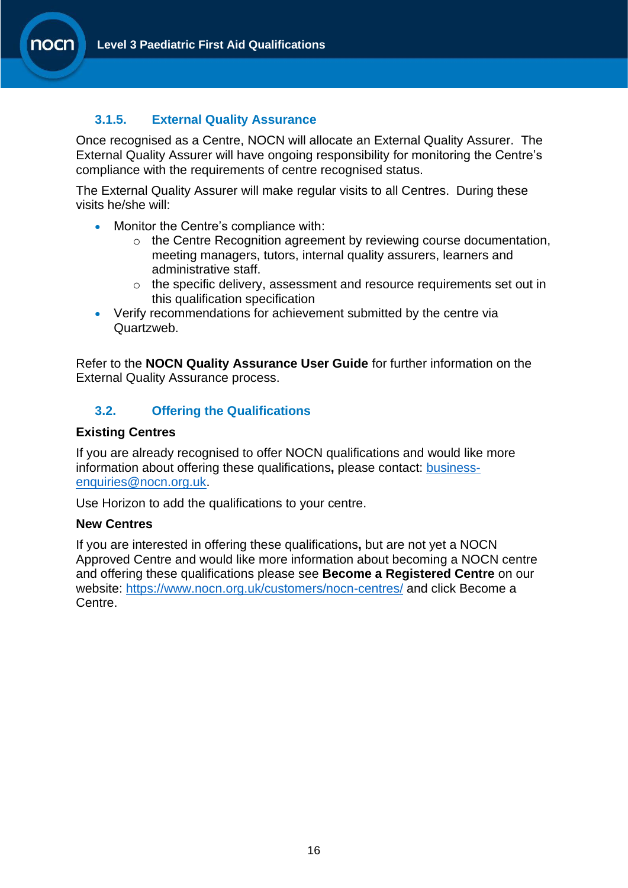### 3.1.5. External Quality Assurance

Once recognised as a Centre, NOCN will allocate an External Quality Assurer. The External Quality Assurer will have ongoing responsibility for monitoring the Centre's compliance with the requirements of centre recognised status.

The External Quality Assurer will make regular visits to all Centres. During these visits he/she will:

- Monitor the Centre's compliance with:
  - the Centre Recognition agreement by reviewing course documentation, meeting managers, tutors, internal quality assurers, learners and administrative staff.
  - the specific delivery, assessment and resource requirements set out in this qualification specification
- Verify recommendations for achievement submitted by the centre via Quartzweb.

Refer to the **NOCN Quality Assurance User Guide** for further information on the External Quality Assurance process.

## 3.2. Offering the Qualifications

**Existing Centres**

If you are already recognised to offer NOCN qualifications and would like more information about offering these qualifications**,** please contact: business-enquiries@nocn.org.uk.

Use Horizon to add the qualifications to your centre.

**New Centres**

If you are interested in offering these qualifications**,** but are not yet a NOCN Approved Centre and would like more information about becoming a NOCN centre and offering these qualifications please see **Become a Registered Centre** on our website: https://www.nocn.org.uk/customers/nocn-centres/ and click Become a Centre.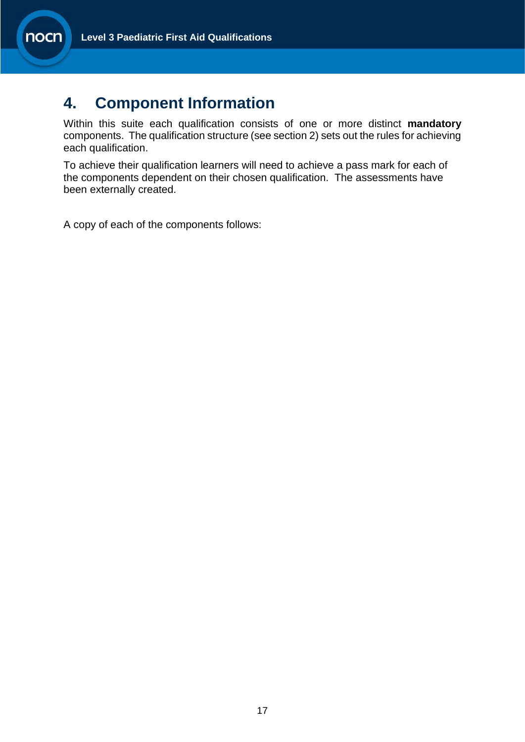# 4. Component Information

Within this suite each qualification consists of one or more distinct **mandatory** components. The qualification structure (see section 2) sets out the rules for achieving each qualification.

To achieve their qualification learners will need to achieve a pass mark for each of the components dependent on their chosen qualification. The assessments have been externally created.

A copy of each of the components follows: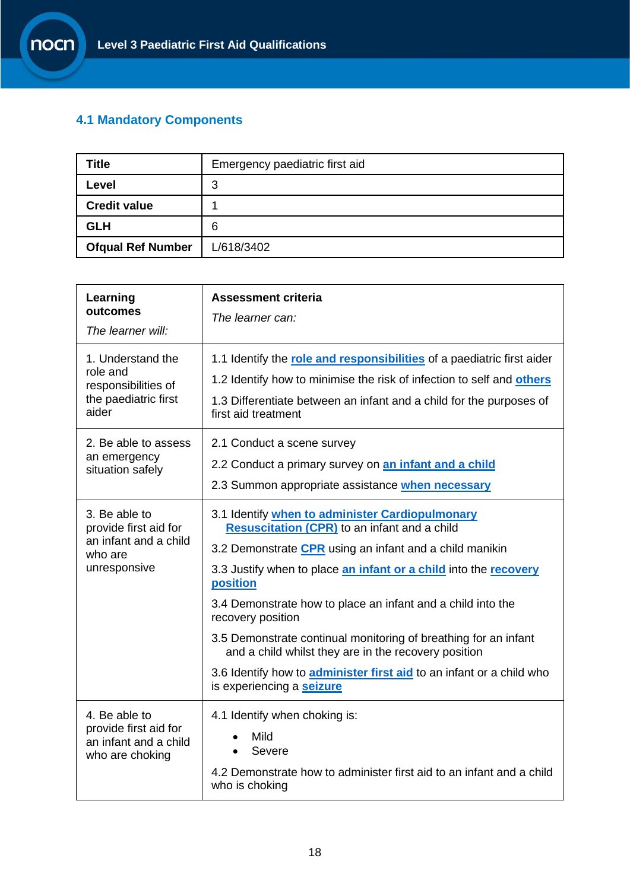## 4.1 Mandatory Components

| **Title** | Emergency paediatric first aid |
|---|---|
| **Level** | 3 |
| **Credit value** | 1 |
| **GLH** | 6 |
| **Ofqual Ref Number** | L/618/3402 |

| **Learning outcomes**<br>*The learner will:* | **Assessment criteria**<br>*The learner can:* |
|---|---|
| 1. Understand the role and responsibilities of the paediatric first aider | 1.1 Identify the **role and responsibilities** of a paediatric first aider<br>1.2 Identify how to minimise the risk of infection to self and **others**<br>1.3 Differentiate between an infant and a child for the purposes of first aid treatment |
| 2. Be able to assess an emergency situation safely | 2.1 Conduct a scene survey<br>2.2 Conduct a primary survey on **an infant and a child**<br>2.3 Summon appropriate assistance **when necessary** |
| 3. Be able to provide first aid for an infant and a child who are unresponsive | 3.1 Identify **when to administer Cardiopulmonary Resuscitation (CPR)** to an infant and a child<br>3.2 Demonstrate **CPR** using an infant and a child manikin<br>3.3 Justify when to place **an infant or a child** into the **recovery position**<br>3.4 Demonstrate how to place an infant and a child into the recovery position<br>3.5 Demonstrate continual monitoring of breathing for an infant and a child whilst they are in the recovery position<br>3.6 Identify how to **administer first aid** to an infant or a child who is experiencing a **seizure** |
| 4. Be able to provide first aid for an infant and a child who are choking | 4.1 Identify when choking is:<br>• Mild<br>• Severe<br>4.2 Demonstrate how to administer first aid to an infant and a child who is choking |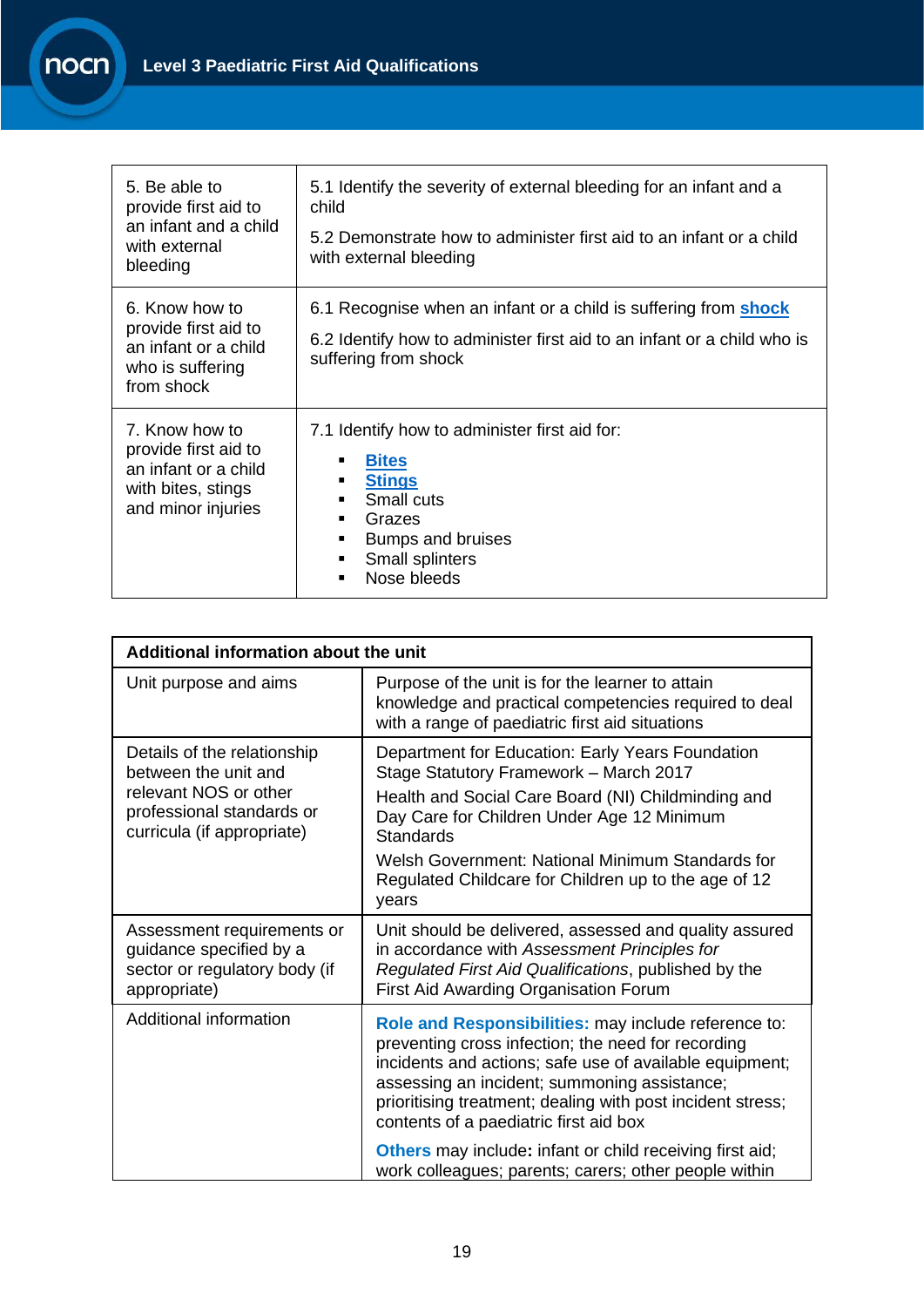| | |
|---|---|
| 5. Be able to provide first aid to an infant and a child with external bleeding | 5.1 Identify the severity of external bleeding for an infant and a child<br><br>5.2 Demonstrate how to administer first aid to an infant or a child with external bleeding |
| 6. Know how to provide first aid to an infant or a child who is suffering from shock | 6.1 Recognise when an infant or a child is suffering from **shock**<br><br>6.2 Identify how to administer first aid to an infant or a child who is suffering from shock |
| 7. Know how to provide first aid to an infant or a child with bites, stings and minor injuries | 7.1 Identify how to administer first aid for:<br>▪ **Bites**<br>▪ **Stings**<br>▪ Small cuts<br>▪ Grazes<br>▪ Bumps and bruises<br>▪ Small splinters<br>▪ Nose bleeds |

| **Additional information about the unit** | |
|---|---|
| Unit purpose and aims | Purpose of the unit is for the learner to attain knowledge and practical competencies required to deal with a range of paediatric first aid situations |
| Details of the relationship between the unit and relevant NOS or other professional standards or curricula (if appropriate) | Department for Education: Early Years Foundation Stage Statutory Framework – March 2017<br><br>Health and Social Care Board (NI) Childminding and Day Care for Children Under Age 12 Minimum Standards<br><br>Welsh Government: National Minimum Standards for Regulated Childcare for Children up to the age of 12 years |
| Assessment requirements or guidance specified by a sector or regulatory body (if appropriate) | Unit should be delivered, assessed and quality assured in accordance with *Assessment Principles for Regulated First Aid Qualifications*, published by the First Aid Awarding Organisation Forum |
| Additional information | **Role and Responsibilities:** may include reference to: preventing cross infection; the need for recording incidents and actions; safe use of available equipment; assessing an incident; summoning assistance; prioritising treatment; dealing with post incident stress; contents of a paediatric first aid box<br><br>**Others** may include**:** infant or child receiving first aid; work colleagues; parents; carers; other people within |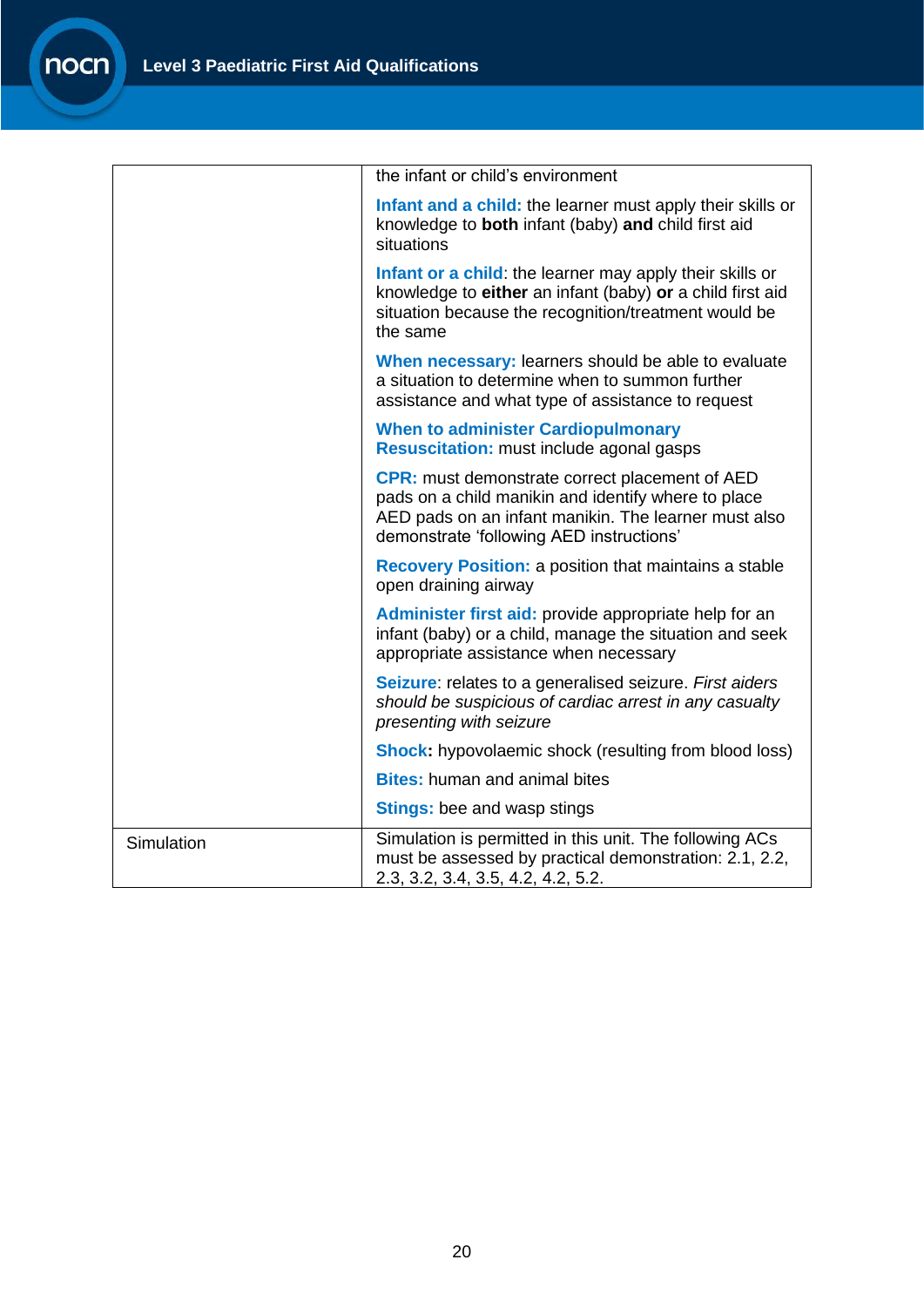| | |
|---|---|
| | the infant or child's environment<br><br>**Infant and a child:** the learner must apply their skills or knowledge to **both** infant (baby) **and** child first aid situations<br><br>**Infant or a child**: the learner may apply their skills or knowledge to **either** an infant (baby) **or** a child first aid situation because the recognition/treatment would be the same<br><br>**When necessary:** learners should be able to evaluate a situation to determine when to summon further assistance and what type of assistance to request<br><br>**When to administer Cardiopulmonary Resuscitation:** must include agonal gasps<br><br>**CPR:** must demonstrate correct placement of AED pads on a child manikin and identify where to place AED pads on an infant manikin. The learner must also demonstrate 'following AED instructions'<br><br>**Recovery Position:** a position that maintains a stable open draining airway<br><br>**Administer first aid:** provide appropriate help for an infant (baby) or a child, manage the situation and seek appropriate assistance when necessary<br><br>**Seizure**: relates to a generalised seizure. *First aiders should be suspicious of cardiac arrest in any casualty presenting with seizure*<br><br>**Shock:** hypovolaemic shock (resulting from blood loss)<br><br>**Bites:** human and animal bites<br><br>**Stings:** bee and wasp stings |
| Simulation | Simulation is permitted in this unit. The following ACs must be assessed by practical demonstration: 2.1, 2.2, 2.3, 3.2, 3.4, 3.5, 4.2, 4.2, 5.2. |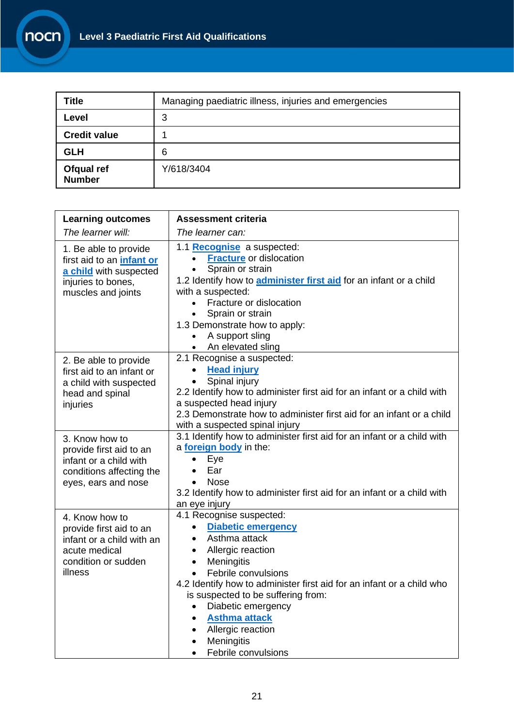| **Title** | Managing paediatric illness, injuries and emergencies |
|---|---|
| **Level** | 3 |
| **Credit value** | 1 |
| **GLH** | 6 |
| **Ofqual ref Number** | Y/618/3404 |

| **Learning outcomes**<br>*The learner will:* | **Assessment criteria**<br>*The learner can:* |
|---|---|
| 1. Be able to provide first aid to an **infant or a child** with suspected injuries to bones, muscles and joints | 1.1 **Recognise** a suspected:<br>• **Fracture** or dislocation<br>• Sprain or strain<br>1.2 Identify how to **administer first aid** for an infant or a child with a suspected:<br>• Fracture or dislocation<br>• Sprain or strain<br>1.3 Demonstrate how to apply:<br>• A support sling<br>• An elevated sling |
| 2. Be able to provide first aid to an infant or a child with suspected head and spinal injuries | 2.1 Recognise a suspected:<br>• **Head injury**<br>• Spinal injury<br>2.2 Identify how to administer first aid for an infant or a child with a suspected head injury<br>2.3 Demonstrate how to administer first aid for an infant or a child with a suspected spinal injury |
| 3. Know how to provide first aid to an infant or a child with conditions affecting the eyes, ears and nose | 3.1 Identify how to administer first aid for an infant or a child with a **foreign body** in the:<br>• Eye<br>• Ear<br>• Nose<br>3.2 Identify how to administer first aid for an infant or a child with an eye injury |
| 4. Know how to provide first aid to an infant or a child with an acute medical condition or sudden illness | 4.1 Recognise suspected:<br>• **Diabetic emergency**<br>• Asthma attack<br>• Allergic reaction<br>• Meningitis<br>• Febrile convulsions<br>4.2 Identify how to administer first aid for an infant or a child who is suspected to be suffering from:<br>• Diabetic emergency<br>• **Asthma attack**<br>• Allergic reaction<br>• Meningitis<br>• Febrile convulsions |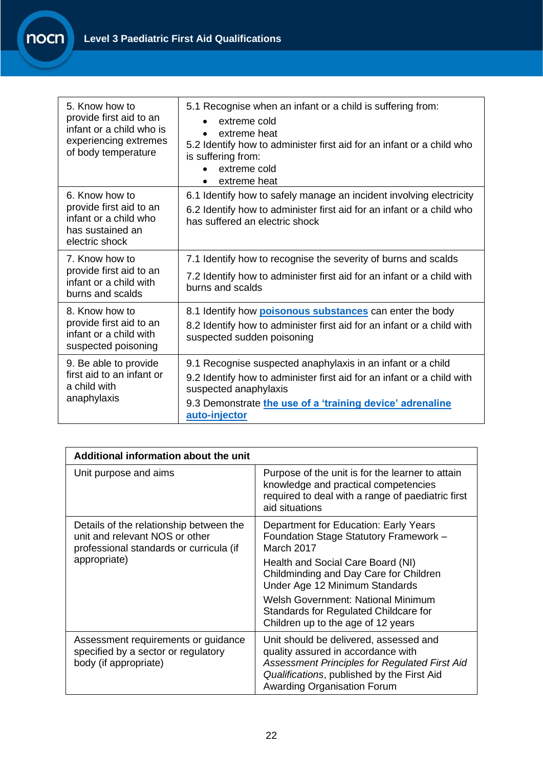| | |
|---|---|
| 5. Know how to provide first aid to an infant or a child who is experiencing extremes of body temperature | 5.1 Recognise when an infant or a child is suffering from:<br>• extreme cold<br>• extreme heat<br>5.2 Identify how to administer first aid for an infant or a child who is suffering from:<br>• extreme cold<br>• extreme heat |
| 6. Know how to provide first aid to an infant or a child who has sustained an electric shock | 6.1 Identify how to safely manage an incident involving electricity<br>6.2 Identify how to administer first aid for an infant or a child who has suffered an electric shock |
| 7. Know how to provide first aid to an infant or a child with burns and scalds | 7.1 Identify how to recognise the severity of burns and scalds<br>7.2 Identify how to administer first aid for an infant or a child with burns and scalds |
| 8. Know how to provide first aid to an infant or a child with suspected poisoning | 8.1 Identify how **poisonous substances** can enter the body<br>8.2 Identify how to administer first aid for an infant or a child with suspected sudden poisoning |
| 9. Be able to provide first aid to an infant or a child with anaphylaxis | 9.1 Recognise suspected anaphylaxis in an infant or a child<br>9.2 Identify how to administer first aid for an infant or a child with suspected anaphylaxis<br>9.3 Demonstrate **the use of a 'training device' adrenaline auto-injector** |

| **Additional information about the unit** | |
|---|---|
| Unit purpose and aims | Purpose of the unit is for the learner to attain knowledge and practical competencies required to deal with a range of paediatric first aid situations |
| Details of the relationship between the unit and relevant NOS or other professional standards or curricula (if appropriate) | Department for Education: Early Years Foundation Stage Statutory Framework – March 2017<br>Health and Social Care Board (NI) Childminding and Day Care for Children Under Age 12 Minimum Standards<br>Welsh Government: National Minimum Standards for Regulated Childcare for Children up to the age of 12 years |
| Assessment requirements or guidance specified by a sector or regulatory body (if appropriate) | Unit should be delivered, assessed and quality assured in accordance with *Assessment Principles for Regulated First Aid Qualifications*, published by the First Aid Awarding Organisation Forum |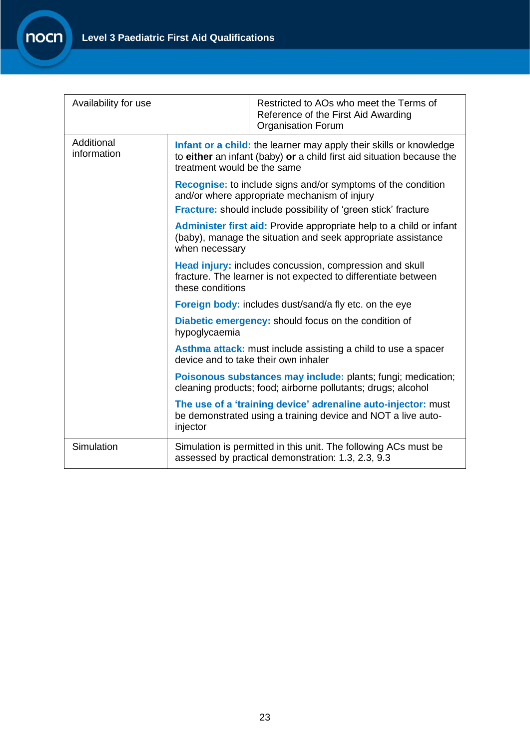| | |
|---|---|
| Availability for use | Restricted to AOs who meet the Terms of Reference of the First Aid Awarding Organisation Forum |
| Additional information | **Infant or a child:** the learner may apply their skills or knowledge to **either** an infant (baby) **or** a child first aid situation because the treatment would be the same<br><br>**Recognise:** to include signs and/or symptoms of the condition and/or where appropriate mechanism of injury<br>**Fracture:** should include possibility of 'green stick' fracture<br><br>**Administer first aid:** Provide appropriate help to a child or infant (baby), manage the situation and seek appropriate assistance when necessary<br><br>**Head injury:** includes concussion, compression and skull fracture. The learner is not expected to differentiate between these conditions<br><br>**Foreign body:** includes dust/sand/a fly etc. on the eye<br><br>**Diabetic emergency:** should focus on the condition of hypoglycaemia<br><br>**Asthma attack:** must include assisting a child to use a spacer device and to take their own inhaler<br><br>**Poisonous substances may include:** plants; fungi; medication; cleaning products; food; airborne pollutants; drugs; alcohol<br><br>**The use of a 'training device' adrenaline auto-injector:** must be demonstrated using a training device and NOT a live auto-injector |
| Simulation | Simulation is permitted in this unit. The following ACs must be assessed by practical demonstration: 1.3, 2.3, 9.3 |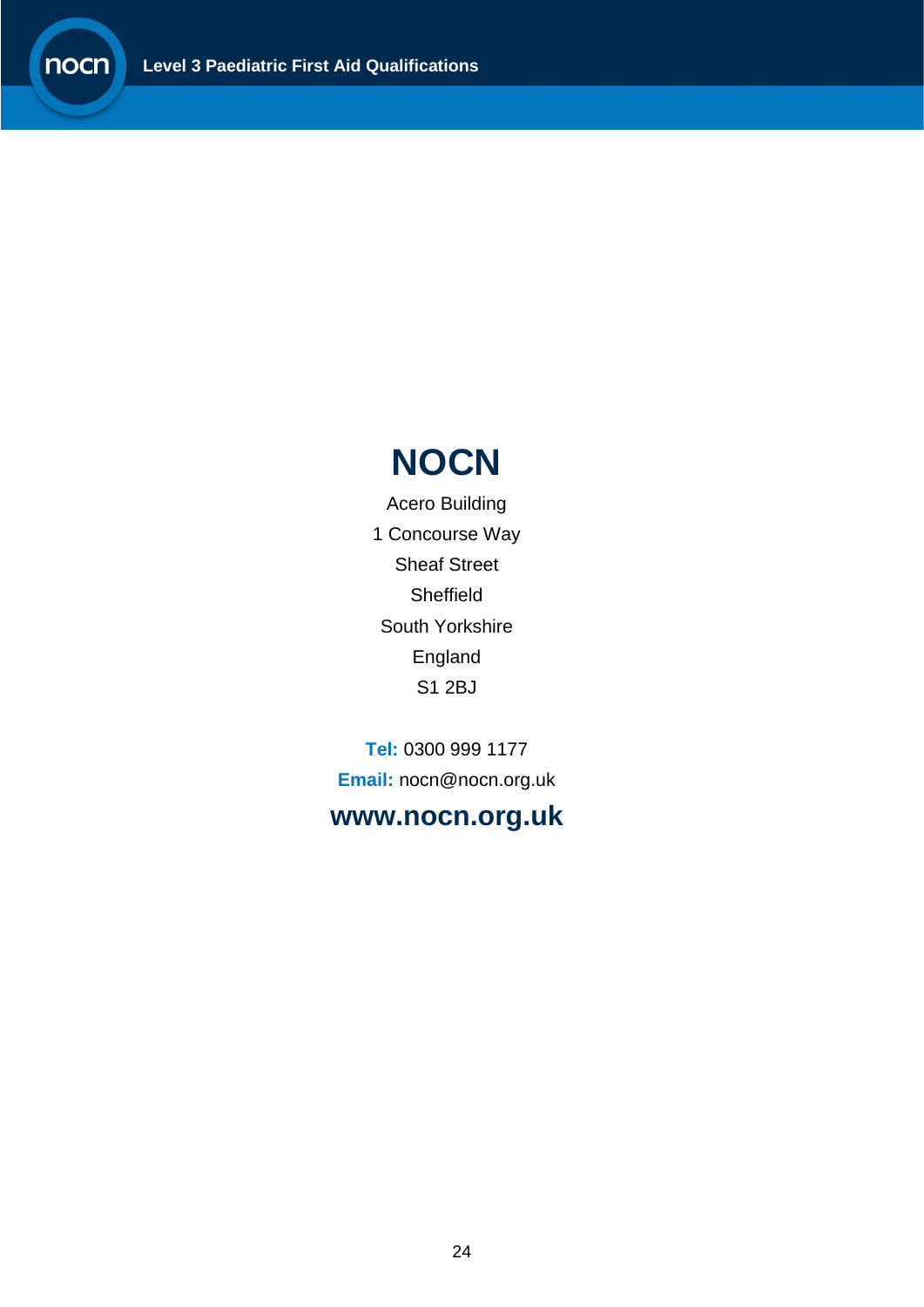# NOCN

Acero Building

1 Concourse Way

Sheaf Street

Sheffield

South Yorkshire

England

S1 2BJ

**Tel:** 0300 999 1177

**Email:** nocn@nocn.org.uk

## www.nocn.org.uk